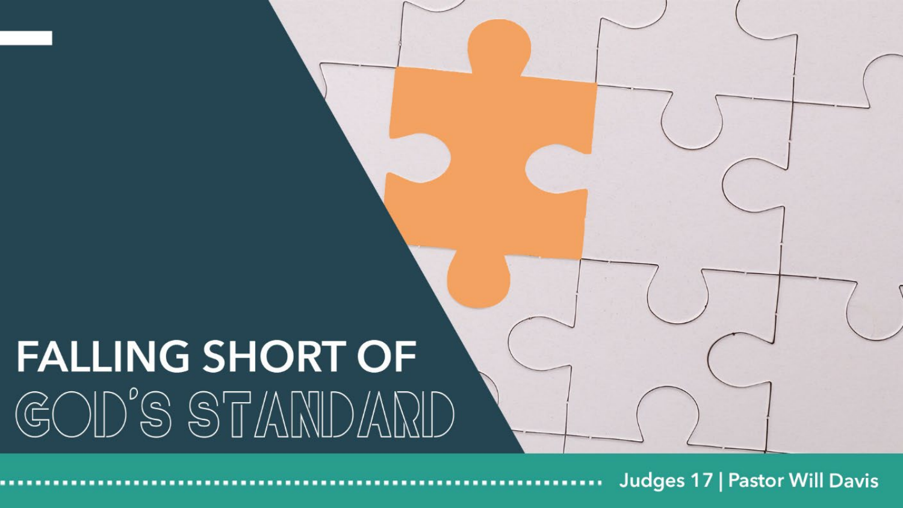# FALLING SHORT OF GOD'S STANDARD

Judges 17 | Pastor Will Davis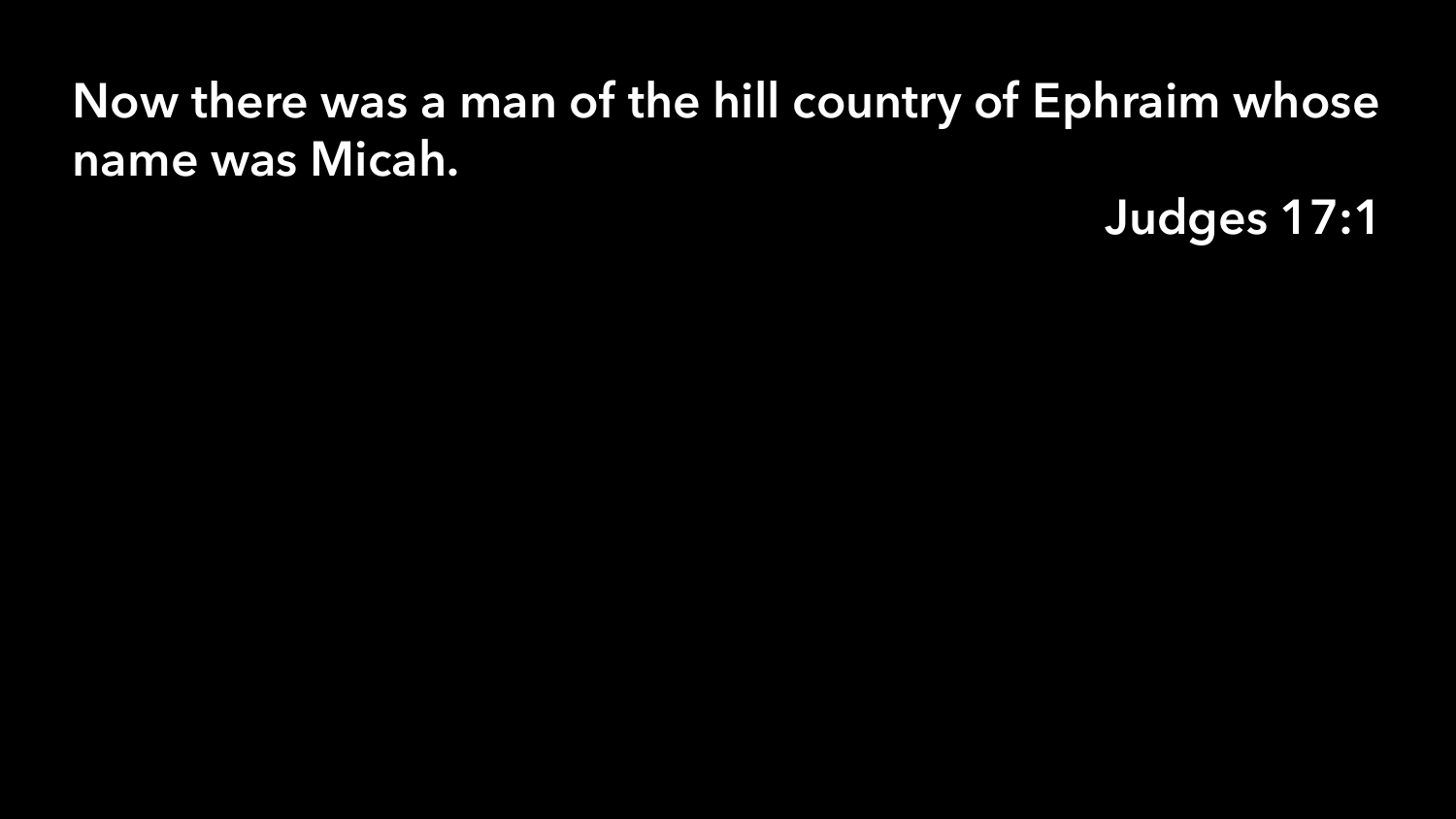**Now there was a man of the hill country of Ephraim whose name was Micah.**

**Judges 17:1**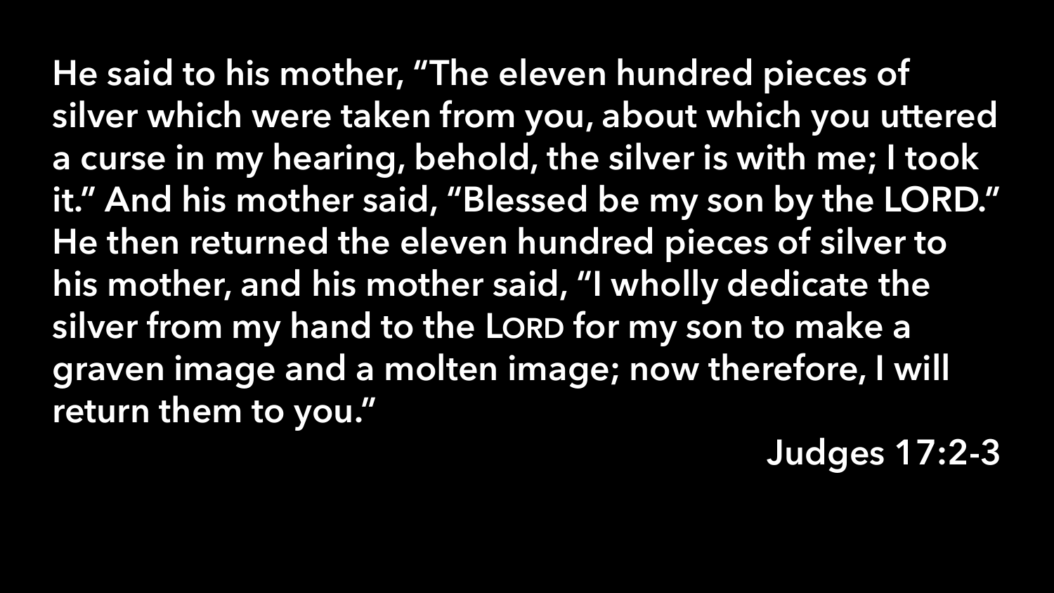He said to his mother, "The eleven hundred pieces of silver which were taken from you, about which you uttered a curse in my hearing, behold, the silver is with me; I took it." And his mother said, "Blessed be my son by the LORD." He then returned the eleven hundred pieces of silver to his mother, and his mother said, "I wholly dedicate the silver from my hand to the LORD for my son to make a graven image and a molten image; now therefore, I will return them to you."

Judges 17:2-3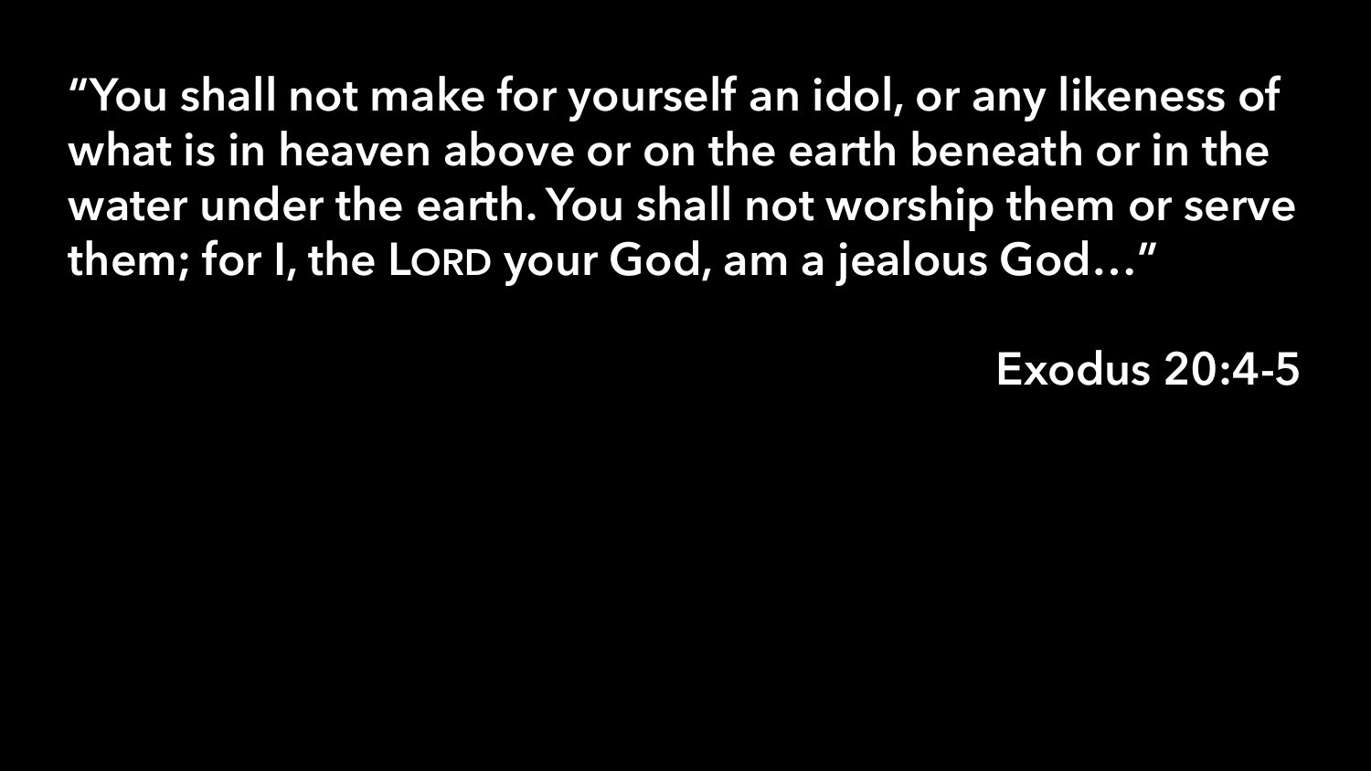"You shall not make for yourself an idol, or any likeness of what is in heaven above or on the earth beneath or in the water under the earth. You shall not worship them or serve them; for I, the LORD your God, am a jealous God…"

Exodus 20:4-5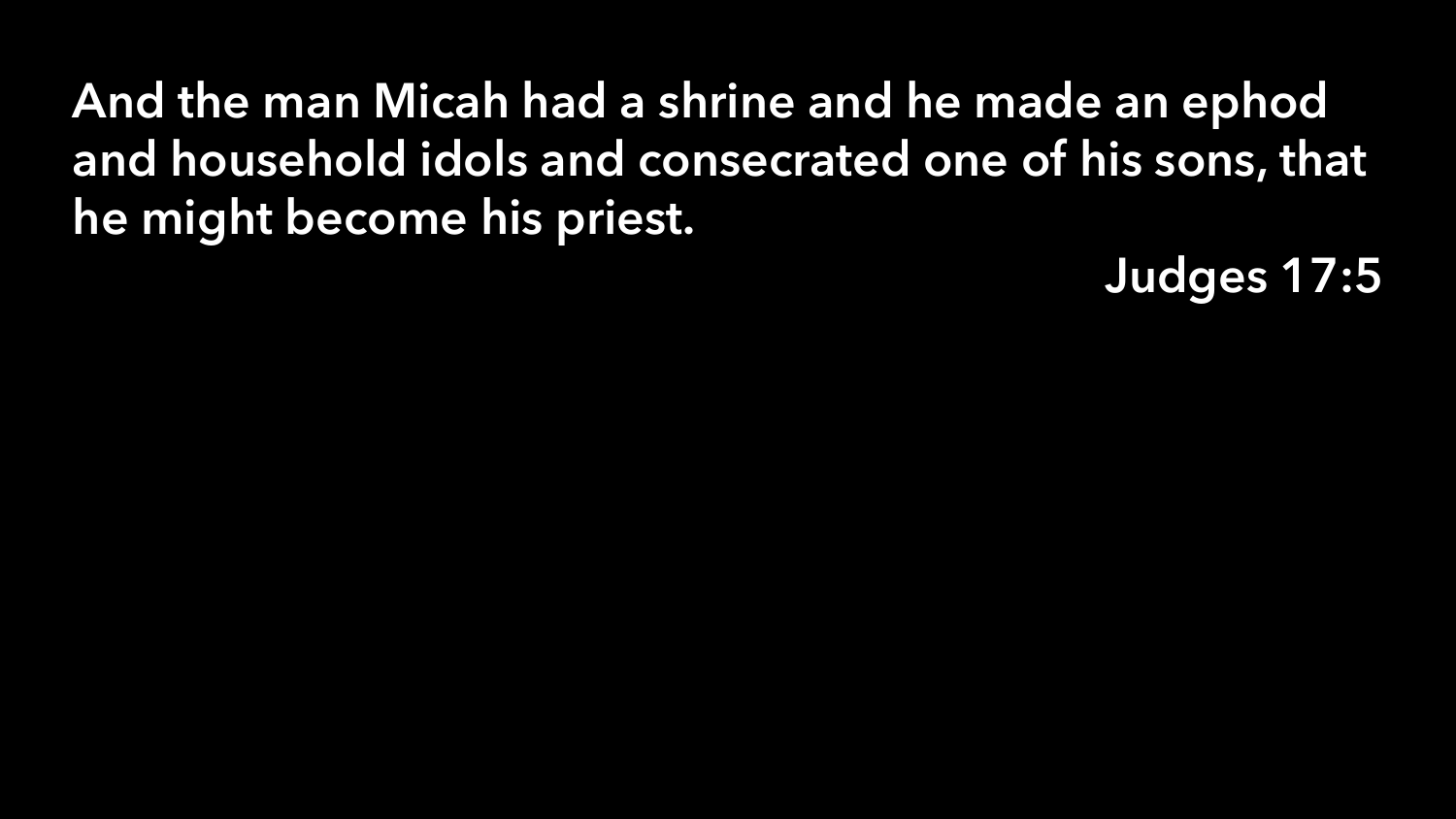And the man Micah had a shrine and he made an ephod and household idols and consecrated one of his sons, that he might become his priest.

Judges 17:5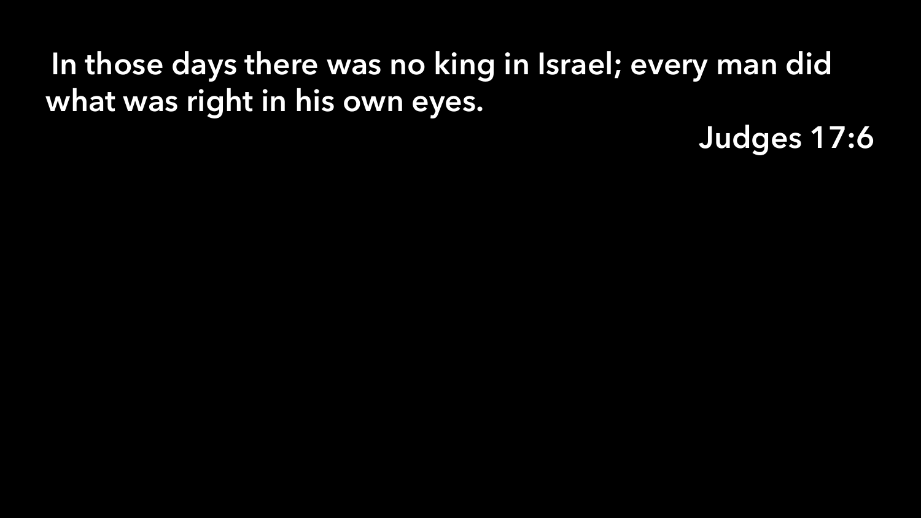In those days there was no king in Israel; every man did what was right in his own eyes.

Judges 17:6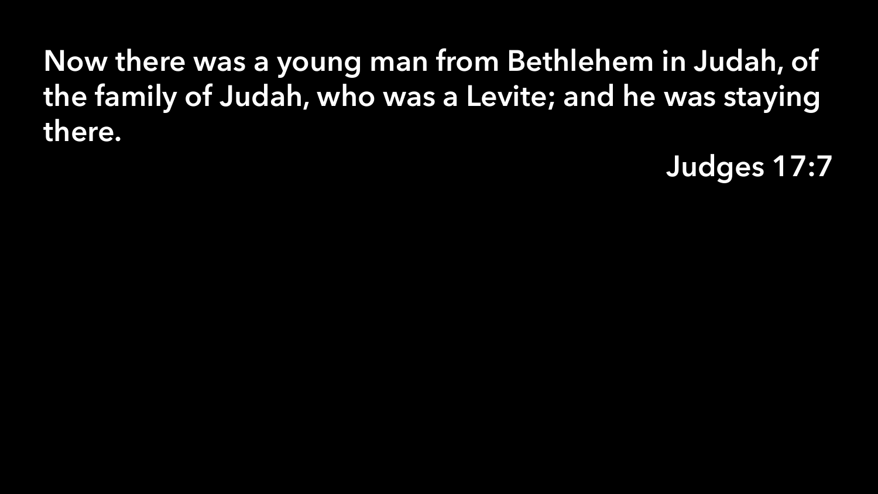Now there was a young man from Bethlehem in Judah, of the family of Judah, who was a Levite; and he was staying there.

Judges 17:7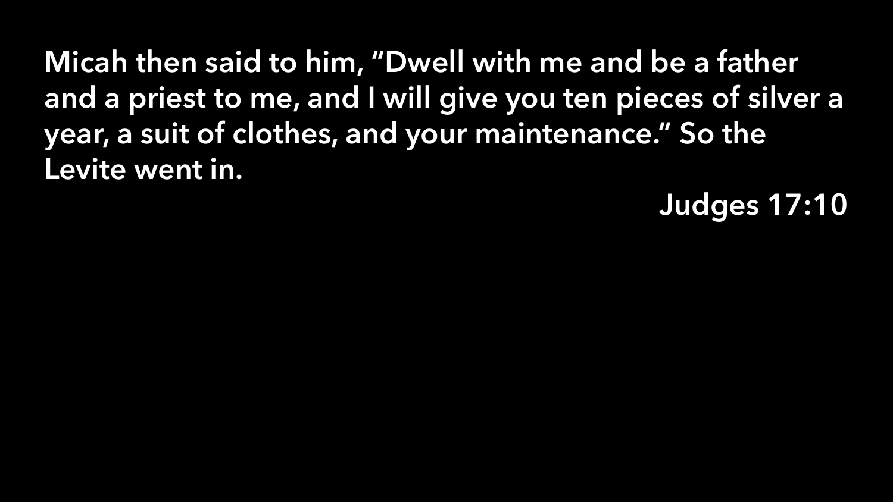Micah then said to him, "Dwell with me and be a father and a priest to me, and I will give you ten pieces of silver a year, a suit of clothes, and your maintenance." So the Levite went in.

Judges 17:10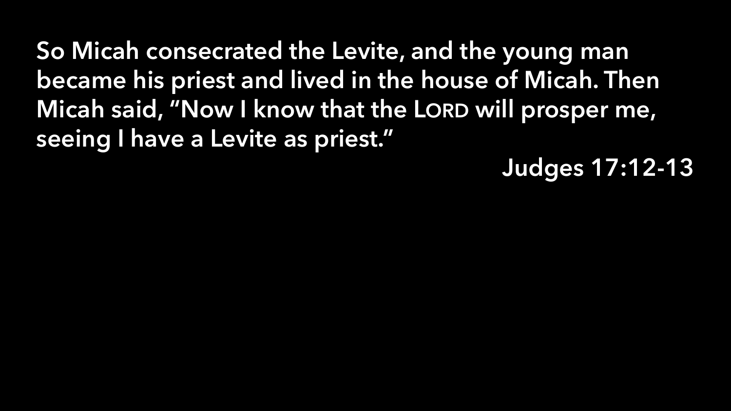So Micah consecrated the Levite, and the young man became his priest and lived in the house of Micah. Then Micah said, "Now I know that the LORD will prosper me, seeing I have a Levite as priest."

Judges 17:12-13